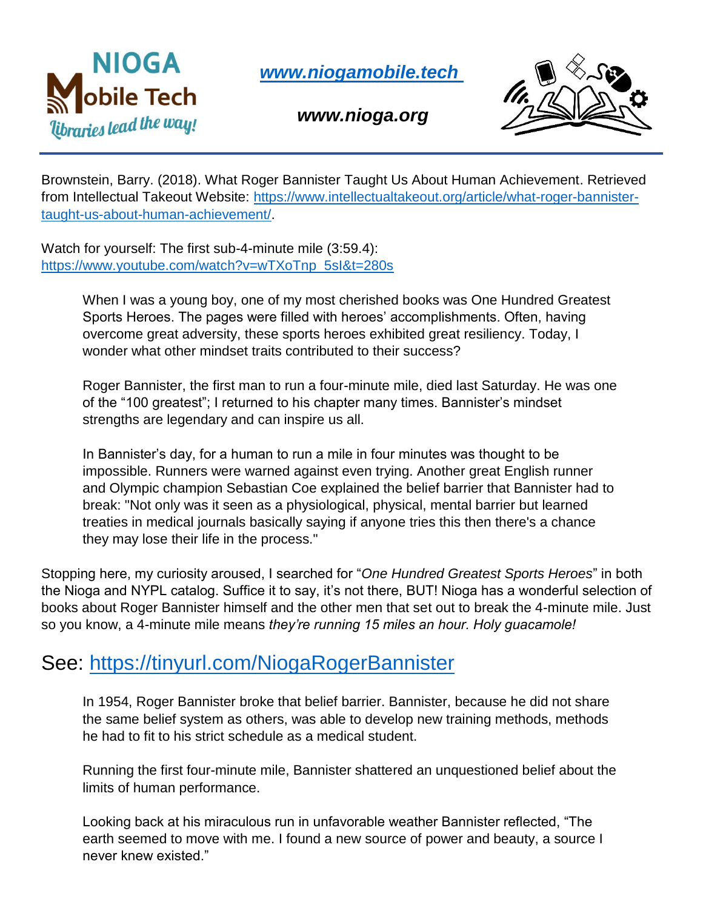**NIOGA Mobile Tech** *Libraries lead the way!*

***[www.niogamobile.tech](http://www.niogamobile.tech)***

***www.nioga.org***

Brownstein, Barry. (2018). What Roger Bannister Taught Us About Human Achievement. Retrieved from Intellectual Takeout Website: [https://www.intellectualtakeout.org/article/what-roger-bannister-taught-us-about-human-achievement/](https://www.intellectualtakeout.org/article/what-roger-bannister-taught-us-about-human-achievement/).

Watch for yourself: The first sub-4-minute mile (3:59.4): [https://www.youtube.com/watch?v=wTXoTnp_5sI&t=280s](https://www.youtube.com/watch?v=wTXoTnp_5sI&t=280s)

> When I was a young boy, one of my most cherished books was One Hundred Greatest Sports Heroes. The pages were filled with heroes' accomplishments. Often, having overcome great adversity, these sports heroes exhibited great resiliency. Today, I wonder what other mindset traits contributed to their success?
>
> Roger Bannister, the first man to run a four-minute mile, died last Saturday. He was one of the "100 greatest"; I returned to his chapter many times. Bannister's mindset strengths are legendary and can inspire us all.
>
> In Bannister's day, for a human to run a mile in four minutes was thought to be impossible. Runners were warned against even trying. Another great English runner and Olympic champion Sebastian Coe explained the belief barrier that Bannister had to break: "Not only was it seen as a physiological, physical, mental barrier but learned treaties in medical journals basically saying if anyone tries this then there's a chance they may lose their life in the process."

Stopping here, my curiosity aroused, I searched for "*One Hundred Greatest Sports Heroes*" in both the Nioga and NYPL catalog. Suffice it to say, it's not there, BUT! Nioga has a wonderful selection of books about Roger Bannister himself and the other men that set out to break the 4-minute mile. Just so you know, a 4-minute mile means *they're running 15 miles an hour. Holy guacamole!*

## See: [https://tinyurl.com/NiogaRogerBannister](https://tinyurl.com/NiogaRogerBannister)

> In 1954, Roger Bannister broke that belief barrier. Bannister, because he did not share the same belief system as others, was able to develop new training methods, methods he had to fit to his strict schedule as a medical student.
>
> Running the first four-minute mile, Bannister shattered an unquestioned belief about the limits of human performance.
>
> Looking back at his miraculous run in unfavorable weather Bannister reflected, "The earth seemed to move with me. I found a new source of power and beauty, a source I never knew existed."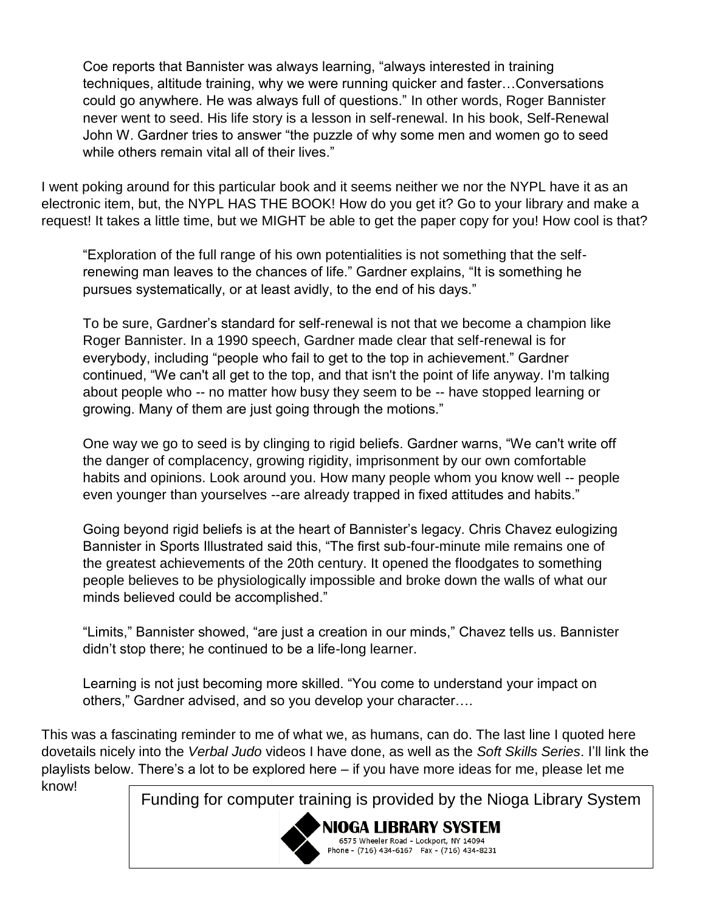> Coe reports that Bannister was always learning, “always interested in training techniques, altitude training, why we were running quicker and faster…Conversations could go anywhere. He was always full of questions.” In other words, Roger Bannister never went to seed. His life story is a lesson in self-renewal. In his book, Self-Renewal John W. Gardner tries to answer “the puzzle of why some men and women go to seed while others remain vital all of their lives.”

I went poking around for this particular book and it seems neither we nor the NYPL have it as an electronic item, but, the NYPL HAS THE BOOK! How do you get it? Go to your library and make a request! It takes a little time, but we MIGHT be able to get the paper copy for you! How cool is that?

> “Exploration of the full range of his own potentialities is not something that the self-renewing man leaves to the chances of life.” Gardner explains, “It is something he pursues systematically, or at least avidly, to the end of his days.”
>
> To be sure, Gardner’s standard for self-renewal is not that we become a champion like Roger Bannister. In a 1990 speech, Gardner made clear that self-renewal is for everybody, including “people who fail to get to the top in achievement.” Gardner continued, “We can't all get to the top, and that isn't the point of life anyway. I'm talking about people who -- no matter how busy they seem to be -- have stopped learning or growing. Many of them are just going through the motions.”
>
> One way we go to seed is by clinging to rigid beliefs. Gardner warns, “We can't write off the danger of complacency, growing rigidity, imprisonment by our own comfortable habits and opinions. Look around you. How many people whom you know well -- people even younger than yourselves --are already trapped in fixed attitudes and habits.”
>
> Going beyond rigid beliefs is at the heart of Bannister’s legacy. Chris Chavez eulogizing Bannister in Sports Illustrated said this, “The first sub-four-minute mile remains one of the greatest achievements of the 20th century. It opened the floodgates to something people believes to be physiologically impossible and broke down the walls of what our minds believed could be accomplished.”
>
> “Limits,” Bannister showed, “are just a creation in our minds,” Chavez tells us. Bannister didn’t stop there; he continued to be a life-long learner.
>
> Learning is not just becoming more skilled. “You come to understand your impact on others,” Gardner advised, and so you develop your character….

This was a fascinating reminder to me of what we, as humans, can do. The last line I quoted here dovetails nicely into the *Verbal Judo* videos I have done, as well as the *Soft Skills Series*. I’ll link the playlists below. There’s a lot to be explored here – if you have more ideas for me, please let me know!

Funding for computer training is provided by the Nioga Library System

**NIOGA LIBRARY SYSTEM**
6575 Wheeler Road - Lockport, NY 14094
Phone - (716) 434-6167 Fax - (716) 434-8231